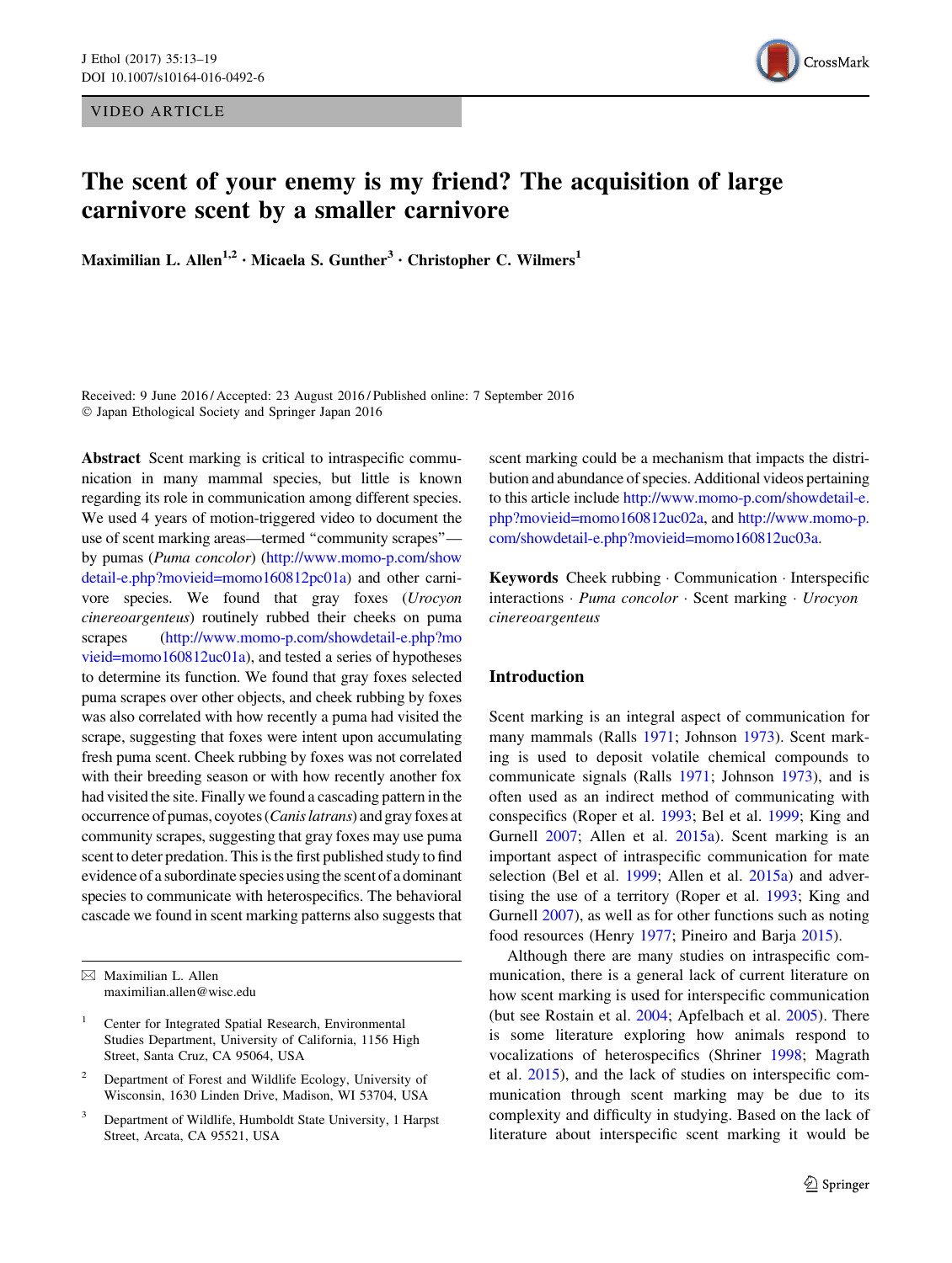VIDEO ARTICLE

# The scent of your enemy is my friend? The acquisition of large carnivore scent by a smaller carnivore

**Maximilian L. Allen[1,2] · Micaela S. Gunther[3] · Christopher C. Wilmers[1]**

Received: 9 June 2016 / Accepted: 23 August 2016 / Published online: 7 September 2016
© Japan Ethological Society and Springer Japan 2016

**Abstract** Scent marking is critical to intraspecific communication in many mammal species, but little is known regarding its role in communication among different species. We used 4 years of motion-triggered video to document the use of scent marking areas—termed "community scrapes"—by pumas (*Puma concolor*) (http://www.momo-p.com/showdetail-e.php?movieid=momo160812pc01a) and other carnivore species. We found that gray foxes (*Urocyon cinereoargenteus*) routinely rubbed their cheeks on puma scrapes (http://www.momo-p.com/showdetail-e.php?movieid=momo160812uc01a), and tested a series of hypotheses to determine its function. We found that gray foxes selected puma scrapes over other objects, and cheek rubbing by foxes was also correlated with how recently a puma had visited the scrape, suggesting that foxes were intent upon accumulating fresh puma scent. Cheek rubbing by foxes was not correlated with their breeding season or with how recently another fox had visited the site. Finally we found a cascading pattern in the occurrence of pumas, coyotes (*Canis latrans*) and gray foxes at community scrapes, suggesting that gray foxes may use puma scent to deter predation. This is the first published study to find evidence of a subordinate species using the scent of a dominant species to communicate with heterospecifics. The behavioral cascade we found in scent marking patterns also suggests that scent marking could be a mechanism that impacts the distribution and abundance of species. Additional videos pertaining to this article include http://www.momo-p.com/showdetail-e.php?movieid=momo160812uc02a, and http://www.momo-p.com/showdetail-e.php?movieid=momo160812uc03a.

**Keywords** Cheek rubbing · Communication · Interspecific interactions · *Puma concolor* · Scent marking · *Urocyon cinereoargenteus*

✉ Maximilian L. Allen
maximilian.allen@wisc.edu

[1] Center for Integrated Spatial Research, Environmental Studies Department, University of California, 1156 High Street, Santa Cruz, CA 95064, USA

[2] Department of Forest and Wildlife Ecology, University of Wisconsin, 1630 Linden Drive, Madison, WI 53704, USA

[3] Department of Wildlife, Humboldt State University, 1 Harpst Street, Arcata, CA 95521, USA

## Introduction

Scent marking is an integral aspect of communication for many mammals (Ralls 1971; Johnson 1973). Scent marking is used to deposit volatile chemical compounds to communicate signals (Ralls 1971; Johnson 1973), and is often used as an indirect method of communicating with conspecifics (Roper et al. 1993; Bel et al. 1999; King and Gurnell 2007; Allen et al. 2015a). Scent marking is an important aspect of intraspecific communication for mate selection (Bel et al. 1999; Allen et al. 2015a) and advertising the use of a territory (Roper et al. 1993; King and Gurnell 2007), as well as for other functions such as noting food resources (Henry 1977; Pineiro and Barja 2015).

Although there are many studies on intraspecific communication, there is a general lack of current literature on how scent marking is used for interspecific communication (but see Rostain et al. 2004; Apfelbach et al. 2005). There is some literature exploring how animals respond to vocalizations of heterospecifics (Shriner 1998; Magrath et al. 2015), and the lack of studies on interspecific communication through scent marking may be due to its complexity and difficulty in studying. Based on the lack of literature about interspecific scent marking it would be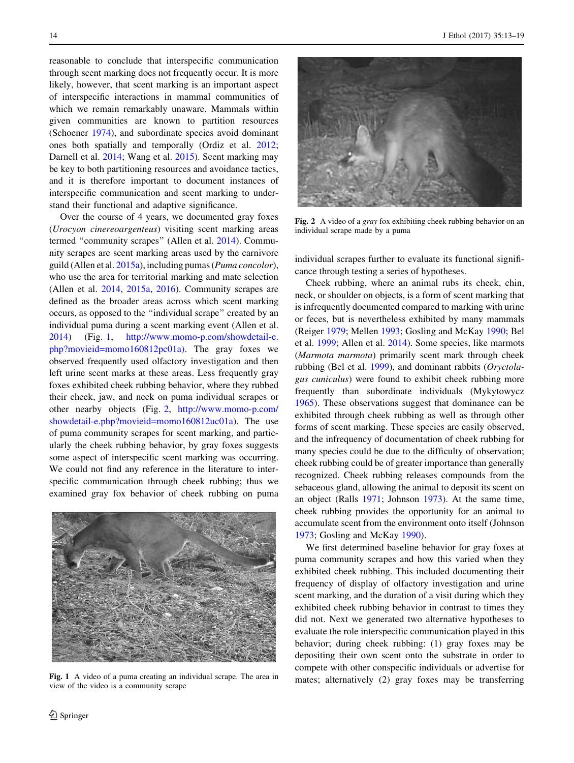reasonable to conclude that interspecific communication through scent marking does not frequently occur. It is more likely, however, that scent marking is an important aspect of interspecific interactions in mammal communities of which we remain remarkably unaware. Mammals within given communities are known to partition resources (Schoener 1974), and subordinate species avoid dominant ones both spatially and temporally (Ordiz et al. 2012; Darnell et al. 2014; Wang et al. 2015). Scent marking may be key to both partitioning resources and avoidance tactics, and it is therefore important to document instances of interspecific communication and scent marking to understand their functional and adaptive significance.

Over the course of 4 years, we documented gray foxes (*Urocyon cinereoargenteus*) visiting scent marking areas termed "community scrapes" (Allen et al. 2014). Community scrapes are scent marking areas used by the carnivore guild (Allen et al. 2015a), including pumas (*Puma concolor*), who use the area for territorial marking and mate selection (Allen et al. 2014, 2015a, 2016). Community scrapes are defined as the broader areas across which scent marking occurs, as opposed to the "individual scrape" created by an individual puma during a scent marking event (Allen et al. 2014) (Fig. 1, http://www.momo-p.com/showdetail-e.php?movieid=momo160812pc01a). The gray foxes we observed frequently used olfactory investigation and then left urine scent marks at these areas. Less frequently gray foxes exhibited cheek rubbing behavior, where they rubbed their cheek, jaw, and neck on puma individual scrapes or other nearby objects (Fig. 2, http://www.momo-p.com/showdetail-e.php?movieid=momo160812uc01a). The use of puma community scrapes for scent marking, and particularly the cheek rubbing behavior, by gray foxes suggests some aspect of interspecific scent marking was occurring. We could not find any reference in the literature to interspecific communication through cheek rubbing; thus we examined gray fox behavior of cheek rubbing on puma individual scrapes further to evaluate its functional significance through testing a series of hypotheses.

Fig. 1 A video of a puma creating an individual scrape. The area in view of the video is a community scrape

Fig. 2 A video of a *gray* fox exhibiting cheek rubbing behavior on an individual scrape made by a puma

Cheek rubbing, where an animal rubs its cheek, chin, neck, or shoulder on objects, is a form of scent marking that is infrequently documented compared to marking with urine or feces, but is nevertheless exhibited by many mammals (Reiger 1979; Mellen 1993; Gosling and McKay 1990; Bel et al. 1999; Allen et al. 2014). Some species, like marmots (*Marmota marmota*) primarily scent mark through cheek rubbing (Bel et al. 1999), and dominant rabbits (*Oryctolagus cuniculus*) were found to exhibit cheek rubbing more frequently than subordinate individuals (Mykytowycz 1965). These observations suggest that dominance can be exhibited through cheek rubbing as well as through other forms of scent marking. These species are easily observed, and the infrequency of documentation of cheek rubbing for many species could be due to the difficulty of observation; cheek rubbing could be of greater importance than generally recognized. Cheek rubbing releases compounds from the sebaceous gland, allowing the animal to deposit its scent on an object (Ralls 1971; Johnson 1973). At the same time, cheek rubbing provides the opportunity for an animal to accumulate scent from the environment onto itself (Johnson 1973; Gosling and McKay 1990).

We first determined baseline behavior for gray foxes at puma community scrapes and how this varied when they exhibited cheek rubbing. This included documenting their frequency of display of olfactory investigation and urine scent marking, and the duration of a visit during which they exhibited cheek rubbing behavior in contrast to times they did not. Next we generated two alternative hypotheses to evaluate the role interspecific communication played in this behavior; during cheek rubbing: (1) gray foxes may be depositing their own scent onto the substrate in order to compete with other conspecific individuals or advertise for mates; alternatively (2) gray foxes may be transferring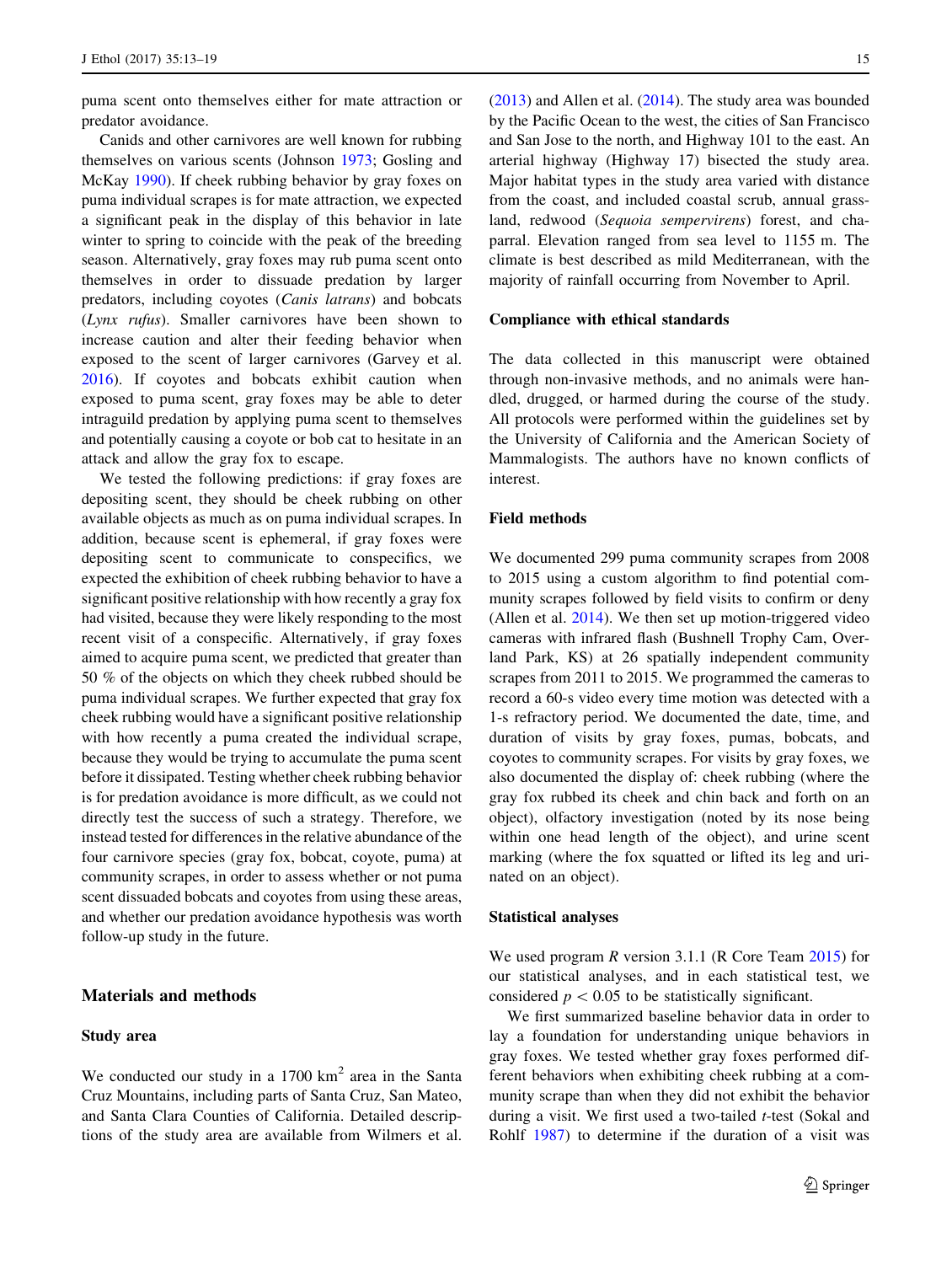puma scent onto themselves either for mate attraction or predator avoidance.

Canids and other carnivores are well known for rubbing themselves on various scents (Johnson 1973; Gosling and McKay 1990). If cheek rubbing behavior by gray foxes on puma individual scrapes is for mate attraction, we expected a significant peak in the display of this behavior in late winter to spring to coincide with the peak of the breeding season. Alternatively, gray foxes may rub puma scent onto themselves in order to dissuade predation by larger predators, including coyotes (*Canis latrans*) and bobcats (*Lynx rufus*). Smaller carnivores have been shown to increase caution and alter their feeding behavior when exposed to the scent of larger carnivores (Garvey et al. 2016). If coyotes and bobcats exhibit caution when exposed to puma scent, gray foxes may be able to deter intraguild predation by applying puma scent to themselves and potentially causing a coyote or bob cat to hesitate in an attack and allow the gray fox to escape.

We tested the following predictions: if gray foxes are depositing scent, they should be cheek rubbing on other available objects as much as on puma individual scrapes. In addition, because scent is ephemeral, if gray foxes were depositing scent to communicate to conspecifics, we expected the exhibition of cheek rubbing behavior to have a significant positive relationship with how recently a gray fox had visited, because they were likely responding to the most recent visit of a conspecific. Alternatively, if gray foxes aimed to acquire puma scent, we predicted that greater than 50 % of the objects on which they cheek rubbed should be puma individual scrapes. We further expected that gray fox cheek rubbing would have a significant positive relationship with how recently a puma created the individual scrape, because they would be trying to accumulate the puma scent before it dissipated. Testing whether cheek rubbing behavior is for predation avoidance is more difficult, as we could not directly test the success of such a strategy. Therefore, we instead tested for differences in the relative abundance of the four carnivore species (gray fox, bobcat, coyote, puma) at community scrapes, in order to assess whether or not puma scent dissuaded bobcats and coyotes from using these areas, and whether our predation avoidance hypothesis was worth follow-up study in the future.

## Materials and methods

### Study area

We conducted our study in a 1700 km$^2$ area in the Santa Cruz Mountains, including parts of Santa Cruz, San Mateo, and Santa Clara Counties of California. Detailed descriptions of the study area are available from Wilmers et al. (2013) and Allen et al. (2014). The study area was bounded by the Pacific Ocean to the west, the cities of San Francisco and San Jose to the north, and Highway 101 to the east. An arterial highway (Highway 17) bisected the study area. Major habitat types in the study area varied with distance from the coast, and included coastal scrub, annual grassland, redwood (*Sequoia sempervirens*) forest, and chaparral. Elevation ranged from sea level to 1155 m. The climate is best described as mild Mediterranean, with the majority of rainfall occurring from November to April.

### Compliance with ethical standards

The data collected in this manuscript were obtained through non-invasive methods, and no animals were handled, drugged, or harmed during the course of the study. All protocols were performed within the guidelines set by the University of California and the American Society of Mammalogists. The authors have no known conflicts of interest.

### Field methods

We documented 299 puma community scrapes from 2008 to 2015 using a custom algorithm to find potential community scrapes followed by field visits to confirm or deny (Allen et al. 2014). We then set up motion-triggered video cameras with infrared flash (Bushnell Trophy Cam, Overland Park, KS) at 26 spatially independent community scrapes from 2011 to 2015. We programmed the cameras to record a 60-s video every time motion was detected with a 1-s refractory period. We documented the date, time, and duration of visits by gray foxes, pumas, bobcats, and coyotes to community scrapes. For visits by gray foxes, we also documented the display of: cheek rubbing (where the gray fox rubbed its cheek and chin back and forth on an object), olfactory investigation (noted by its nose being within one head length of the object), and urine scent marking (where the fox squatted or lifted its leg and urinated on an object).

### Statistical analyses

We used program *R* version 3.1.1 (R Core Team 2015) for our statistical analyses, and in each statistical test, we considered $p < 0.05$ to be statistically significant.

We first summarized baseline behavior data in order to lay a foundation for understanding unique behaviors in gray foxes. We tested whether gray foxes performed different behaviors when exhibiting cheek rubbing at a community scrape than when they did not exhibit the behavior during a visit. We first used a two-tailed *t*-test (Sokal and Rohlf 1987) to determine if the duration of a visit was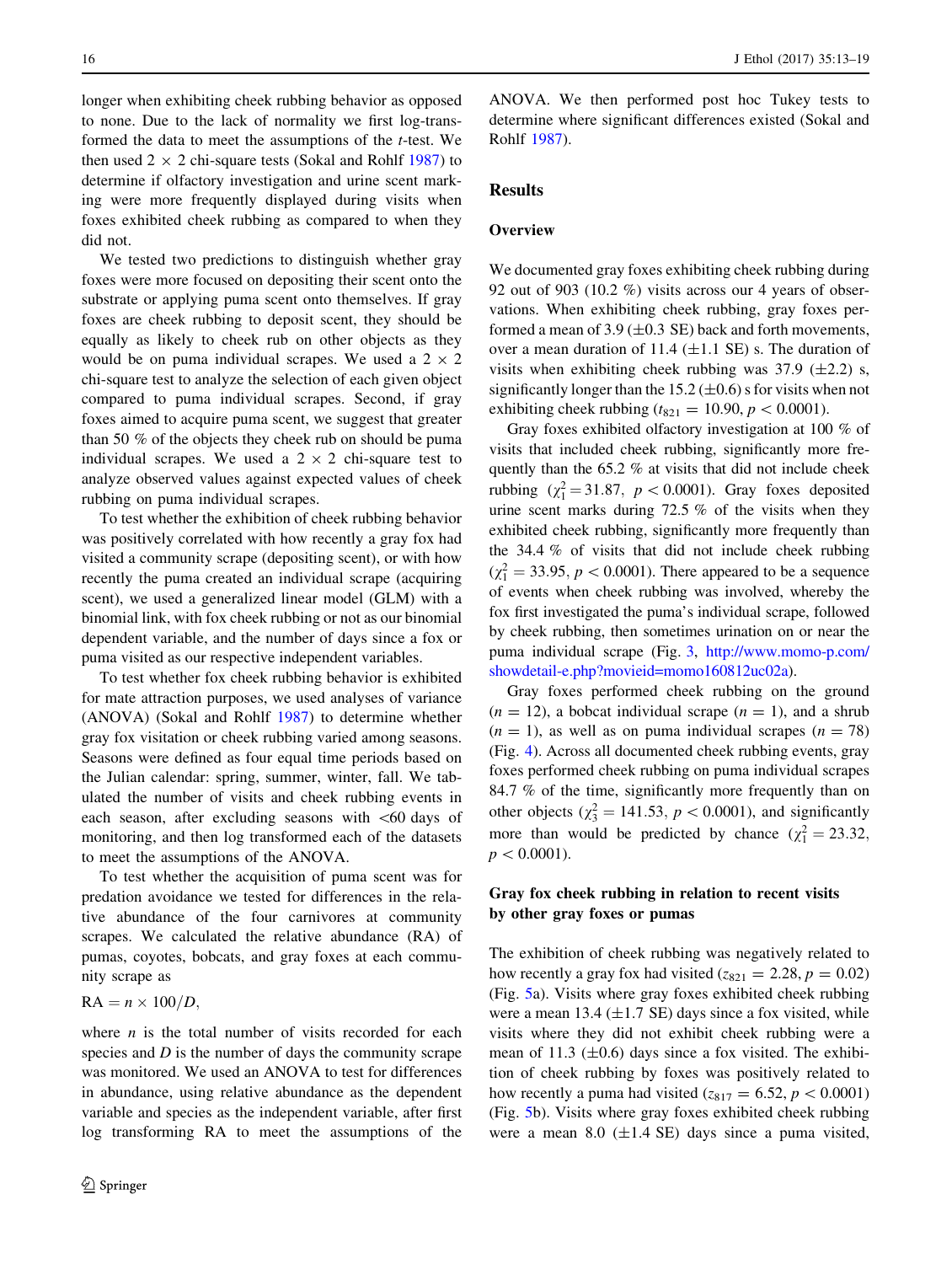longer when exhibiting cheek rubbing behavior as opposed to none. Due to the lack of normality we first log-transformed the data to meet the assumptions of the *t*-test. We then used 2 × 2 chi-square tests (Sokal and Rohlf 1987) to determine if olfactory investigation and urine scent marking were more frequently displayed during visits when foxes exhibited cheek rubbing as compared to when they did not.

We tested two predictions to distinguish whether gray foxes were more focused on depositing their scent onto the substrate or applying puma scent onto themselves. If gray foxes are cheek rubbing to deposit scent, they should be equally as likely to cheek rub on other objects as they would be on puma individual scrapes. We used a 2 × 2 chi-square test to analyze the selection of each given object compared to puma individual scrapes. Second, if gray foxes aimed to acquire puma scent, we suggest that greater than 50 % of the objects they cheek rub on should be puma individual scrapes. We used a 2 × 2 chi-square test to analyze observed values against expected values of cheek rubbing on puma individual scrapes.

To test whether the exhibition of cheek rubbing behavior was positively correlated with how recently a gray fox had visited a community scrape (depositing scent), or with how recently the puma created an individual scrape (acquiring scent), we used a generalized linear model (GLM) with a binomial link, with fox cheek rubbing or not as our binomial dependent variable, and the number of days since a fox or puma visited as our respective independent variables.

To test whether fox cheek rubbing behavior is exhibited for mate attraction purposes, we used analyses of variance (ANOVA) (Sokal and Rohlf 1987) to determine whether gray fox visitation or cheek rubbing varied among seasons. Seasons were defined as four equal time periods based on the Julian calendar: spring, summer, winter, fall. We tabulated the number of visits and cheek rubbing events in each season, after excluding seasons with <60 days of monitoring, and then log transformed each of the datasets to meet the assumptions of the ANOVA.

To test whether the acquisition of puma scent was for predation avoidance we tested for differences in the relative abundance of the four carnivores at community scrapes. We calculated the relative abundance (RA) of pumas, coyotes, bobcats, and gray foxes at each community scrape as

$$RA = n \times 100/D,$$

where $n$ is the total number of visits recorded for each species and $D$ is the number of days the community scrape was monitored. We used an ANOVA to test for differences in abundance, using relative abundance as the dependent variable and species as the independent variable, after first log transforming RA to meet the assumptions of the ANOVA. We then performed post hoc Tukey tests to determine where significant differences existed (Sokal and Rohlf 1987).

## Results

### Overview

We documented gray foxes exhibiting cheek rubbing during 92 out of 903 (10.2 %) visits across our 4 years of observations. When exhibiting cheek rubbing, gray foxes performed a mean of 3.9 (±0.3 SE) back and forth movements, over a mean duration of 11.4 (±1.1 SE) s. The duration of visits when exhibiting cheek rubbing was 37.9 (±2.2) s, significantly longer than the 15.2 (±0.6) s for visits when not exhibiting cheek rubbing ($t_{821} = 10.90$, $p < 0.0001$).

Gray foxes exhibited olfactory investigation at 100 % of visits that included cheek rubbing, significantly more frequently than the 65.2 % at visits that did not include cheek rubbing ($\chi^2_1 = 31.87$, $p < 0.0001$). Gray foxes deposited urine scent marks during 72.5 % of the visits when they exhibited cheek rubbing, significantly more frequently than the 34.4 % of visits that did not include cheek rubbing ($\chi^2_1 = 33.95$, $p < 0.0001$). There appeared to be a sequence of events when cheek rubbing was involved, whereby the fox first investigated the puma's individual scrape, followed by cheek rubbing, then sometimes urination on or near the puma individual scrape (Fig. 3, http://www.momo-p.com/showdetail-e.php?movieid=momo160812uc02a).

Gray foxes performed cheek rubbing on the ground ($n = 12$), a bobcat individual scrape ($n = 1$), and a shrub ($n = 1$), as well as on puma individual scrapes ($n = 78$) (Fig. 4). Across all documented cheek rubbing events, gray foxes performed cheek rubbing on puma individual scrapes 84.7 % of the time, significantly more frequently than on other objects ($\chi^2_3 = 141.53$, $p < 0.0001$), and significantly more than would be predicted by chance ($\chi^2_1 = 23.32$, $p < 0.0001$).

### Gray fox cheek rubbing in relation to recent visits by other gray foxes or pumas

The exhibition of cheek rubbing was negatively related to how recently a gray fox had visited ($z_{821} = 2.28$, $p = 0.02$) (Fig. 5a). Visits where gray foxes exhibited cheek rubbing were a mean 13.4 (±1.7 SE) days since a fox visited, while visits where they did not exhibit cheek rubbing were a mean of 11.3 (±0.6) days since a fox visited. The exhibition of cheek rubbing by foxes was positively related to how recently a puma had visited ($z_{817} = 6.52$, $p < 0.0001$) (Fig. 5b). Visits where gray foxes exhibited cheek rubbing were a mean 8.0 (±1.4 SE) days since a puma visited,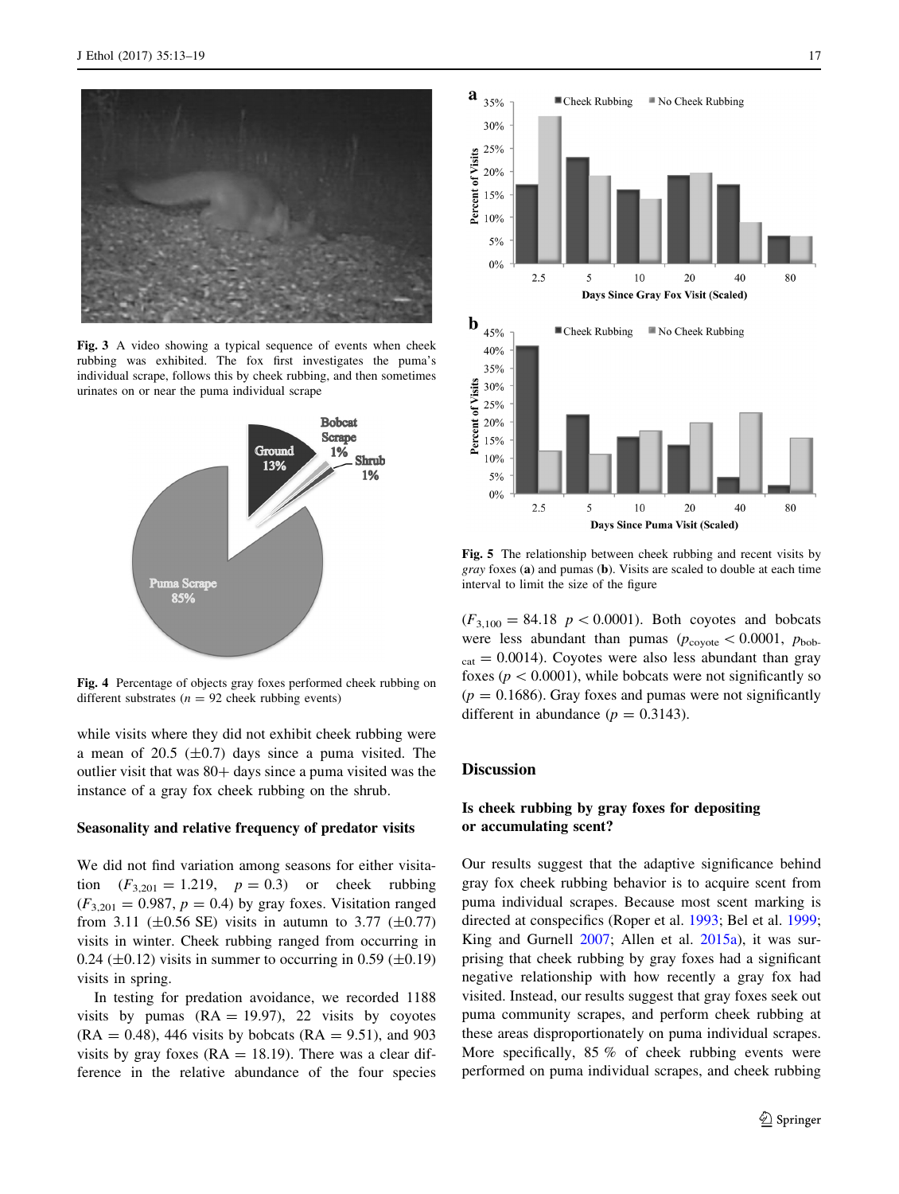Fig. 3 A video showing a typical sequence of events when cheek rubbing was exhibited. The fox first investigates the puma's individual scrape, follows this by cheek rubbing, and then sometimes urinates on or near the puma individual scrape

Fig. 4 Percentage of objects gray foxes performed cheek rubbing on different substrates ($n = 92$ cheek rubbing events)

while visits where they did not exhibit cheek rubbing were a mean of 20.5 (±0.7) days since a puma visited. The outlier visit that was 80+ days since a puma visited was the instance of a gray fox cheek rubbing on the shrub.

### Seasonality and relative frequency of predator visits

We did not find variation among seasons for either visitation ($F_{3,201} = 1.219$, $p = 0.3$) or cheek rubbing ($F_{3,201} = 0.987$, $p = 0.4$) by gray foxes. Visitation ranged from 3.11 (±0.56 SE) visits in autumn to 3.77 (±0.77) visits in winter. Cheek rubbing ranged from occurring in 0.24 (±0.12) visits in summer to occurring in 0.59 (±0.19) visits in spring.

In testing for predation avoidance, we recorded 1188 visits by pumas (RA = 19.97), 22 visits by coyotes (RA = 0.48), 446 visits by bobcats (RA = 9.51), and 903 visits by gray foxes (RA = 18.19). There was a clear difference in the relative abundance of the four species ($F_{3,100} = 84.18$ $p < 0.0001$). Both coyotes and bobcats were less abundant than pumas ($p_{coyote} < 0.0001$, $p_{bobcat} = 0.0014$). Coyotes were also less abundant than gray foxes ($p < 0.0001$), while bobcats were not significantly so ($p = 0.1686$). Gray foxes and pumas were not significantly different in abundance ($p = 0.3143$).

Fig. 5 The relationship between cheek rubbing and recent visits by *gray* foxes (**a**) and pumas (**b**). Visits are scaled to double at each time interval to limit the size of the figure

## Discussion

### Is cheek rubbing by gray foxes for depositing or accumulating scent?

Our results suggest that the adaptive significance behind gray fox cheek rubbing behavior is to acquire scent from puma individual scrapes. Because most scent marking is directed at conspecifics (Roper et al. 1993; Bel et al. 1999; King and Gurnell 2007; Allen et al. 2015a), it was surprising that cheek rubbing by gray foxes had a significant negative relationship with how recently a gray fox had visited. Instead, our results suggest that gray foxes seek out puma community scrapes, and perform cheek rubbing at these areas disproportionately on puma individual scrapes. More specifically, 85 % of cheek rubbing events were performed on puma individual scrapes, and cheek rubbing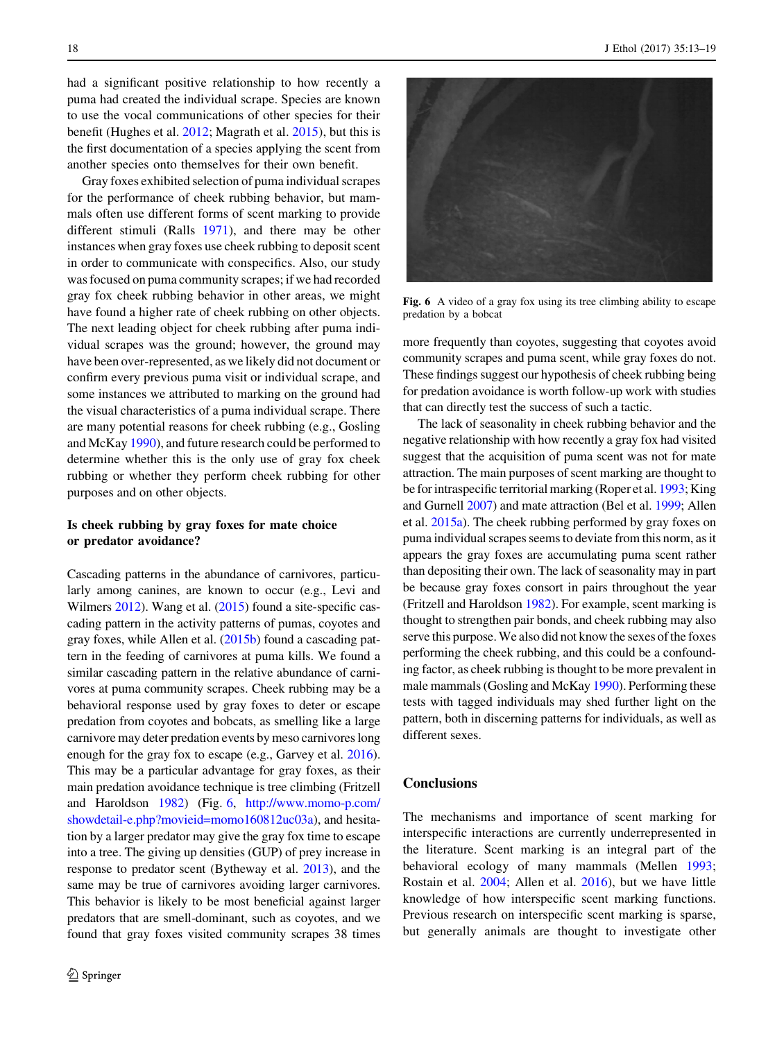had a significant positive relationship to how recently a puma had created the individual scrape. Species are known to use the vocal communications of other species for their benefit (Hughes et al. 2012; Magrath et al. 2015), but this is the first documentation of a species applying the scent from another species onto themselves for their own benefit.

Gray foxes exhibited selection of puma individual scrapes for the performance of cheek rubbing behavior, but mammals often use different forms of scent marking to provide different stimuli (Ralls 1971), and there may be other instances when gray foxes use cheek rubbing to deposit scent in order to communicate with conspecifics. Also, our study was focused on puma community scrapes; if we had recorded gray fox cheek rubbing behavior in other areas, we might have found a higher rate of cheek rubbing on other objects. The next leading object for cheek rubbing after puma individual scrapes was the ground; however, the ground may have been over-represented, as we likely did not document or confirm every previous puma visit or individual scrape, and some instances we attributed to marking on the ground had the visual characteristics of a puma individual scrape. There are many potential reasons for cheek rubbing (e.g., Gosling and McKay 1990), and future research could be performed to determine whether this is the only use of gray fox cheek rubbing or whether they perform cheek rubbing for other purposes and on other objects.

## Is cheek rubbing by gray foxes for mate choice or predator avoidance?

Cascading patterns in the abundance of carnivores, particularly among canines, are known to occur (e.g., Levi and Wilmers 2012). Wang et al. (2015) found a site-specific cascading pattern in the activity patterns of pumas, coyotes and gray foxes, while Allen et al. (2015b) found a cascading pattern in the feeding of carnivores at puma kills. We found a similar cascading pattern in the relative abundance of carnivores at puma community scrapes. Cheek rubbing may be a behavioral response used by gray foxes to deter or escape predation from coyotes and bobcats, as smelling like a large carnivore may deter predation events by meso carnivores long enough for the gray fox to escape (e.g., Garvey et al. 2016). This may be a particular advantage for gray foxes, as their main predation avoidance technique is tree climbing (Fritzell and Haroldson 1982) (Fig. 6, http://www.momo-p.com/showdetail-e.php?movieid=momo160812uc03a), and hesitation by a larger predator may give the gray fox time to escape into a tree. The giving up densities (GUP) of prey increase in response to predator scent (Bytheway et al. 2013), and the same may be true of carnivores avoiding larger carnivores. This behavior is likely to be most beneficial against larger predators that are smell-dominant, such as coyotes, and we found that gray foxes visited community scrapes 38 times more frequently than coyotes, suggesting that coyotes avoid community scrapes and puma scent, while gray foxes do not. These findings suggest our hypothesis of cheek rubbing being for predation avoidance is worth follow-up work with studies that can directly test the success of such a tactic.

Fig. 6 A video of a gray fox using its tree climbing ability to escape predation by a bobcat

The lack of seasonality in cheek rubbing behavior and the negative relationship with how recently a gray fox had visited suggest that the acquisition of puma scent was not for mate attraction. The main purposes of scent marking are thought to be for intraspecific territorial marking (Roper et al. 1993; King and Gurnell 2007) and mate attraction (Bel et al. 1999; Allen et al. 2015a). The cheek rubbing performed by gray foxes on puma individual scrapes seems to deviate from this norm, as it appears the gray foxes are accumulating puma scent rather than depositing their own. The lack of seasonality may in part be because gray foxes consort in pairs throughout the year (Fritzell and Haroldson 1982). For example, scent marking is thought to strengthen pair bonds, and cheek rubbing may also serve this purpose. We also did not know the sexes of the foxes performing the cheek rubbing, and this could be a confounding factor, as cheek rubbing is thought to be more prevalent in male mammals (Gosling and McKay 1990). Performing these tests with tagged individuals may shed further light on the pattern, both in discerning patterns for individuals, as well as different sexes.

## Conclusions

The mechanisms and importance of scent marking for interspecific interactions are currently underrepresented in the literature. Scent marking is an integral part of the behavioral ecology of many mammals (Mellen 1993; Rostain et al. 2004; Allen et al. 2016), but we have little knowledge of how interspecific scent marking functions. Previous research on interspecific scent marking is sparse, but generally animals are thought to investigate other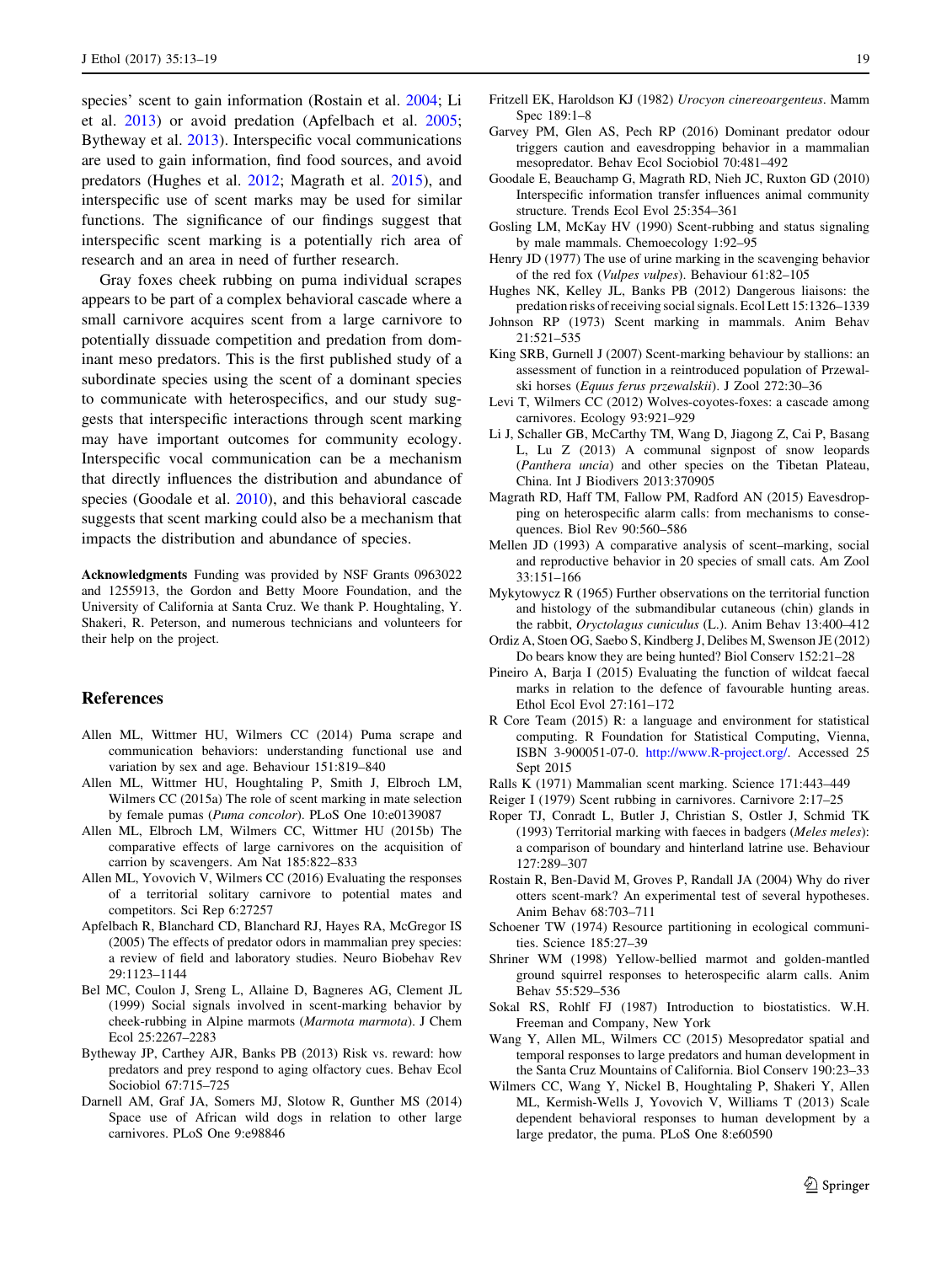species' scent to gain information (Rostain et al. 2004; Li et al. 2013) or avoid predation (Apfelbach et al. 2005; Bytheway et al. 2013). Interspecific vocal communications are used to gain information, find food sources, and avoid predators (Hughes et al. 2012; Magrath et al. 2015), and interspecific use of scent marks may be used for similar functions. The significance of our findings suggest that interspecific scent marking is a potentially rich area of research and an area in need of further research.

Gray foxes cheek rubbing on puma individual scrapes appears to be part of a complex behavioral cascade where a small carnivore acquires scent from a large carnivore to potentially dissuade competition and predation from dominant meso predators. This is the first published study of a subordinate species using the scent of a dominant species to communicate with heterospecifics, and our study suggests that interspecific interactions through scent marking may have important outcomes for community ecology. Interspecific vocal communication can be a mechanism that directly influences the distribution and abundance of species (Goodale et al. 2010), and this behavioral cascade suggests that scent marking could also be a mechanism that impacts the distribution and abundance of species.

**Acknowledgments** Funding was provided by NSF Grants 0963022 and 1255913, the Gordon and Betty Moore Foundation, and the University of California at Santa Cruz. We thank P. Houghtaling, Y. Shakeri, R. Peterson, and numerous technicians and volunteers for their help on the project.

## References

Allen ML, Wittmer HU, Wilmers CC (2014) Puma scrape and communication behaviors: understanding functional use and variation by sex and age. Behaviour 151:819–840

Allen ML, Wittmer HU, Houghtaling P, Smith J, Elbroch LM, Wilmers CC (2015a) The role of scent marking in mate selection by female pumas (*Puma concolor*). PLoS One 10:e0139087

Allen ML, Elbroch LM, Wilmers CC, Wittmer HU (2015b) The comparative effects of large carnivores on the acquisition of carrion by scavengers. Am Nat 185:822–833

Allen ML, Yovovich V, Wilmers CC (2016) Evaluating the responses of a territorial solitary carnivore to potential mates and competitors. Sci Rep 6:27257

Apfelbach R, Blanchard CD, Blanchard RJ, Hayes RA, McGregor IS (2005) The effects of predator odors in mammalian prey species: a review of field and laboratory studies. Neuro Biobehav Rev 29:1123–1144

Bel MC, Coulon J, Sreng L, Allaine D, Bagneres AG, Clement JL (1999) Social signals involved in scent-marking behavior by cheek-rubbing in Alpine marmots (*Marmota marmota*). J Chem Ecol 25:2267–2283

Bytheway JP, Carthey AJR, Banks PB (2013) Risk vs. reward: how predators and prey respond to aging olfactory cues. Behav Ecol Sociobiol 67:715–725

Darnell AM, Graf JA, Somers MJ, Slotow R, Gunther MS (2014) Space use of African wild dogs in relation to other large carnivores. PLoS One 9:e98846

Fritzell EK, Haroldson KJ (1982) *Urocyon cinereoargenteus*. Mamm Spec 189:1–8

Garvey PM, Glen AS, Pech RP (2016) Dominant predator odour triggers caution and eavesdropping behavior in a mammalian mesopredator. Behav Ecol Sociobiol 70:481–492

Goodale E, Beauchamp G, Magrath RD, Nieh JC, Ruxton GD (2010) Interspecific information transfer influences animal community structure. Trends Ecol Evol 25:354–361

Gosling LM, McKay HV (1990) Scent-rubbing and status signaling by male mammals. Chemoecology 1:92–95

Henry JD (1977) The use of urine marking in the scavenging behavior of the red fox (*Vulpes vulpes*). Behaviour 61:82–105

Hughes NK, Kelley JL, Banks PB (2012) Dangerous liaisons: the predation risks of receiving social signals. Ecol Lett 15:1326–1339

Johnson RP (1973) Scent marking in mammals. Anim Behav 21:521–535

King SRB, Gurnell J (2007) Scent-marking behaviour by stallions: an assessment of function in a reintroduced population of Przewalski horses (*Equus ferus przewalskii*). J Zool 272:30–36

Levi T, Wilmers CC (2012) Wolves-coyotes-foxes: a cascade among carnivores. Ecology 93:921–929

Li J, Schaller GB, McCarthy TM, Wang D, Jiagong Z, Cai P, Basang L, Lu Z (2013) A communal signpost of snow leopards (*Panthera uncia*) and other species on the Tibetan Plateau, China. Int J Biodivers 2013:370905

Magrath RD, Haff TM, Fallow PM, Radford AN (2015) Eavesdropping on heterospecific alarm calls: from mechanisms to consequences. Biol Rev 90:560–586

Mellen JD (1993) A comparative analysis of scent–marking, social and reproductive behavior in 20 species of small cats. Am Zool 33:151–166

Mykytowycz R (1965) Further observations on the territorial function and histology of the submandibular cutaneous (chin) glands in the rabbit, *Oryctolagus cuniculus* (L.). Anim Behav 13:400–412

Ordiz A, Stoen OG, Saebo S, Kindberg J, Delibes M, Swenson JE (2012) Do bears know they are being hunted? Biol Conserv 152:21–28

Pineiro A, Barja I (2015) Evaluating the function of wildcat faecal marks in relation to the defence of favourable hunting areas. Ethol Ecol Evol 27:161–172

R Core Team (2015) R: a language and environment for statistical computing. R Foundation for Statistical Computing, Vienna, ISBN 3-900051-07-0. http://www.R-project.org/. Accessed 25 Sept 2015

Ralls K (1971) Mammalian scent marking. Science 171:443–449

Reiger I (1979) Scent rubbing in carnivores. Carnivore 2:17–25

Roper TJ, Conradt L, Butler J, Christian S, Ostler J, Schmid TK (1993) Territorial marking with faeces in badgers (*Meles meles*): a comparison of boundary and hinterland latrine use. Behaviour 127:289–307

Rostain R, Ben-David M, Groves P, Randall JA (2004) Why do river otters scent-mark? An experimental test of several hypotheses. Anim Behav 68:703–711

Schoener TW (1974) Resource partitioning in ecological communities. Science 185:27–39

Shriner WM (1998) Yellow-bellied marmot and golden-mantled ground squirrel responses to heterospecific alarm calls. Anim Behav 55:529–536

Sokal RS, Rohlf FJ (1987) Introduction to biostatistics. W.H. Freeman and Company, New York

Wang Y, Allen ML, Wilmers CC (2015) Mesopredator spatial and temporal responses to large predators and human development in the Santa Cruz Mountains of California. Biol Conserv 190:23–33

Wilmers CC, Wang Y, Nickel B, Houghtaling P, Shakeri Y, Allen ML, Kermish-Wells J, Yovovich V, Williams T (2013) Scale dependent behavioral responses to human development by a large predator, the puma. PLoS One 8:e60590